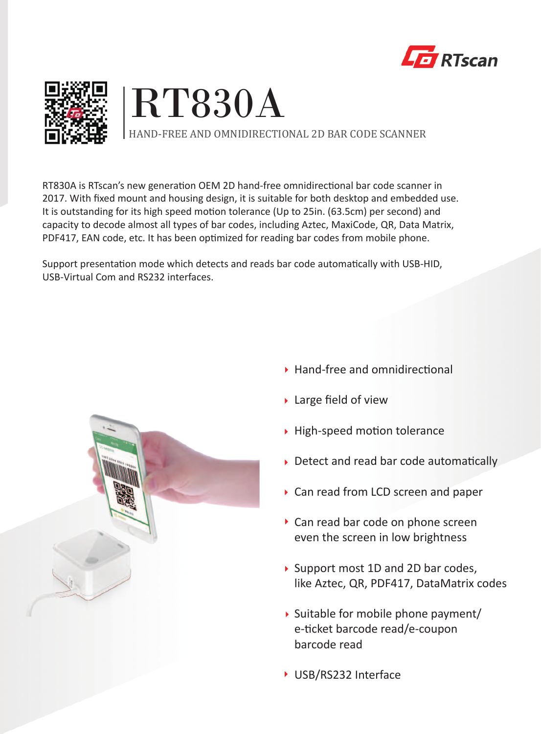RTscan

# RT830A

HAND-FREE AND OMNIDIRECTIONAL 2D BAR CODE SCANNER

RT830A is RTscan's new generation OEM 2D hand-free omnidirectional bar code scanner in 2017. With fixed mount and housing design, it is suitable for both desktop and embedded use. It is outstanding for its high speed motion tolerance (Up to 25in. (63.5cm) per second) and capacity to decode almost all types of bar codes, including Aztec, MaxiCode, QR, Data Matrix, PDF417, EAN code, etc. It has been optimized for reading bar codes from mobile phone.

Support presentation mode which detects and reads bar code automatically with USB-HID, USB-Virtual Com and RS232 interfaces.

- Hand-free and omnidirectional
- Large field of view
- High-speed motion tolerance
- Detect and read bar code automatically
- Can read from LCD screen and paper
- Can read bar code on phone screen even the screen in low brightness
- Support most 1D and 2D bar codes, like Aztec, QR, PDF417, DataMatrix codes
- Suitable for mobile phone payment/ e-ticket barcode read/e-coupon barcode read
- USB/RS232 Interface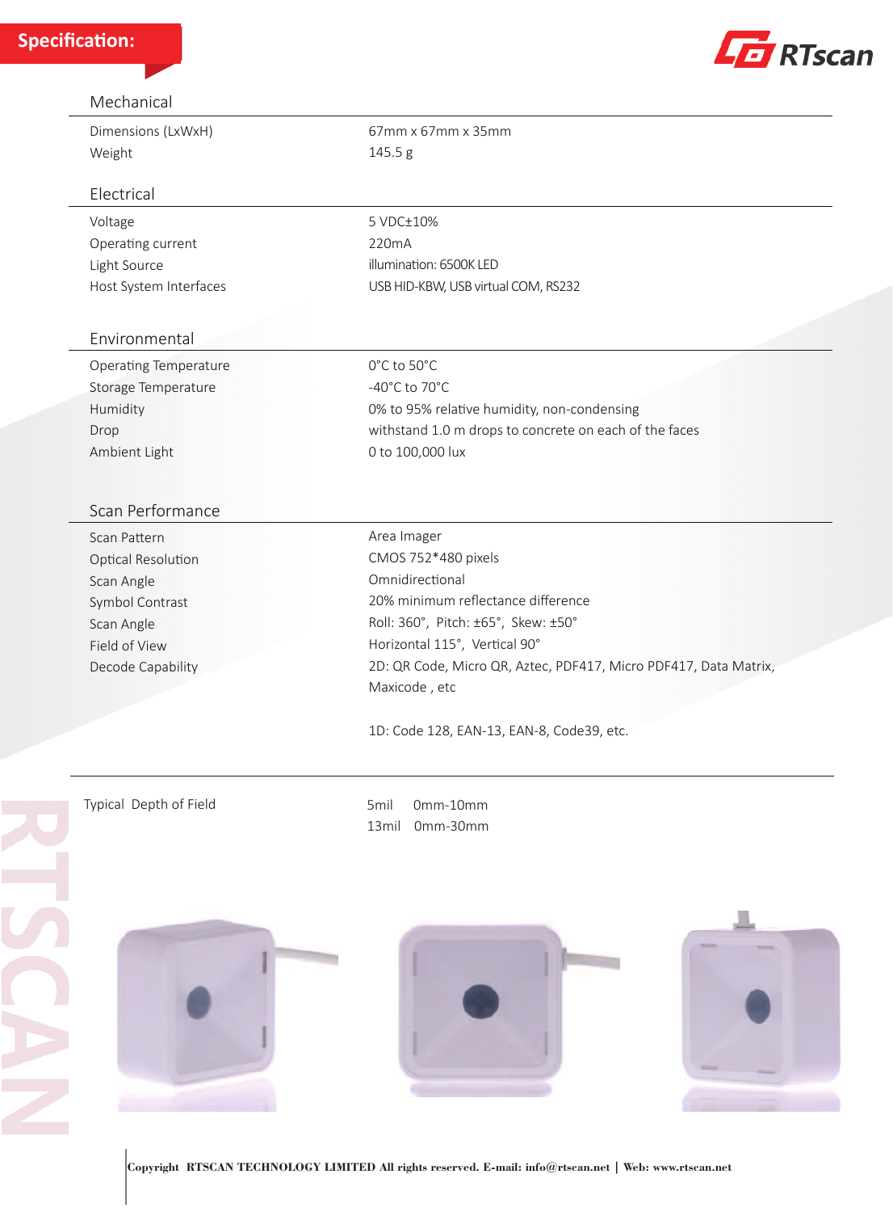## Specification:

### Mechanical

| | |
|---|---|
| Dimensions (LxWxH) | 67mm x 67mm x 35mm |
| Weight | 145.5 g |

### Electrical

| | |
|---|---|
| Voltage | 5 VDC±10% |
| Operating current | 220mA |
| Light Source | illumination: 6500K LED |
| Host System Interfaces | USB HID-KBW, USB virtual COM, RS232 |

### Environmental

| | |
|---|---|
| Operating Temperature | 0°C to 50°C |
| Storage Temperature | -40°C to 70°C |
| Humidity | 0% to 95% relative humidity, non-condensing |
| Drop | withstand 1.0 m drops to concrete on each of the faces |
| Ambient Light | 0 to 100,000 lux |

### Scan Performance

| | |
|---|---|
| Scan Pattern | Area Imager |
| Optical Resolution | CMOS 752*480 pixels |
| Scan Angle | Omnidirectional |
| Symbol Contrast | 20% minimum reflectance difference |
| Scan Angle | Roll: 360°, Pitch: ±65°, Skew: ±50° |
| Field of View | Horizontal 115°, Vertical 90° |
| Decode Capability | 2D: QR Code, Micro QR, Aztec, PDF417, Micro PDF417, Data Matrix, Maxicode , etc<br><br>1D: Code 128, EAN-13, EAN-8, Code39, etc. |

| | |
|---|---|
| Typical Depth of Field | 5mil 0mm-10mm<br>13mil 0mm-30mm |

Copyright RTSCAN TECHNOLOGY LIMITED All rights reserved. E-mail: info@rtscan.net | Web: www.rtscan.net